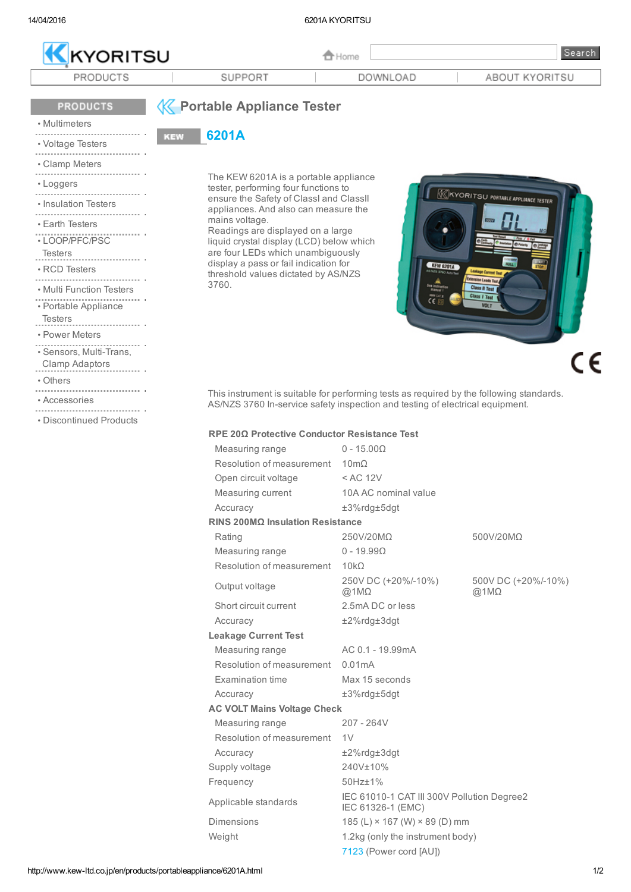# Portable Appliance Tester

## KEW 6201A

The KEW 6201A is a portable appliance tester, performing four functions to ensure the Safety of ClassI and ClassII appliances. And also can measure the mains voltage.
Readings are displayed on a large liquid crystal display (LCD) below which are four LEDs which unambiguously display a pass or fail indication for threshold values dictated by AS/NZS 3760.

This instrument is suitable for performing tests as required by the following standards.
AS/NZS 3760 In-service safety inspection and testing of electrical equipment.

| | | |
|---|---|---|
| **RPE 20Ω Protective Conductor Resistance Test** | | |
| Measuring range | 0 - 15.00Ω | |
| Resolution of measurement | 10mΩ | |
| Open circuit voltage | < AC 12V | |
| Measuring current | 10A AC nominal value | |
| Accuracy | ±3%rdg±5dgt | |
| **RINS 200MΩ Insulation Resistance** | | |
| Rating | 250V/20MΩ | 500V/20MΩ |
| Measuring range | 0 - 19.99Ω | |
| Resolution of measurement | 10kΩ | |
| Output voltage | 250V DC (+20%/-10%) @1MΩ | 500V DC (+20%/-10%) @1MΩ |
| Short circuit current | 2.5mA DC or less | |
| Accuracy | ±2%rdg±3dgt | |
| **Leakage Current Test** | | |
| Measuring range | AC 0.1 - 19.99mA | |
| Resolution of measurement | 0.01mA | |
| Examination time | Max 15 seconds | |
| Accuracy | ±3%rdg±5dgt | |
| **AC VOLT Mains Voltage Check** | | |
| Measuring range | 207 - 264V | |
| Resolution of measurement | 1V | |
| Accuracy | ±2%rdg±3dgt | |
| Supply voltage | 240V±10% | |
| Frequency | 50Hz±1% | |
| Applicable standards | IEC 61010-1 CAT III 300V Pollution Degree2<br>IEC 61326-1 (EMC) | |
| Dimensions | 185 (L) × 167 (W) × 89 (D) mm | |
| Weight | 1.2kg (only the instrument body) | |
| | 7123 (Power cord [AU]) | |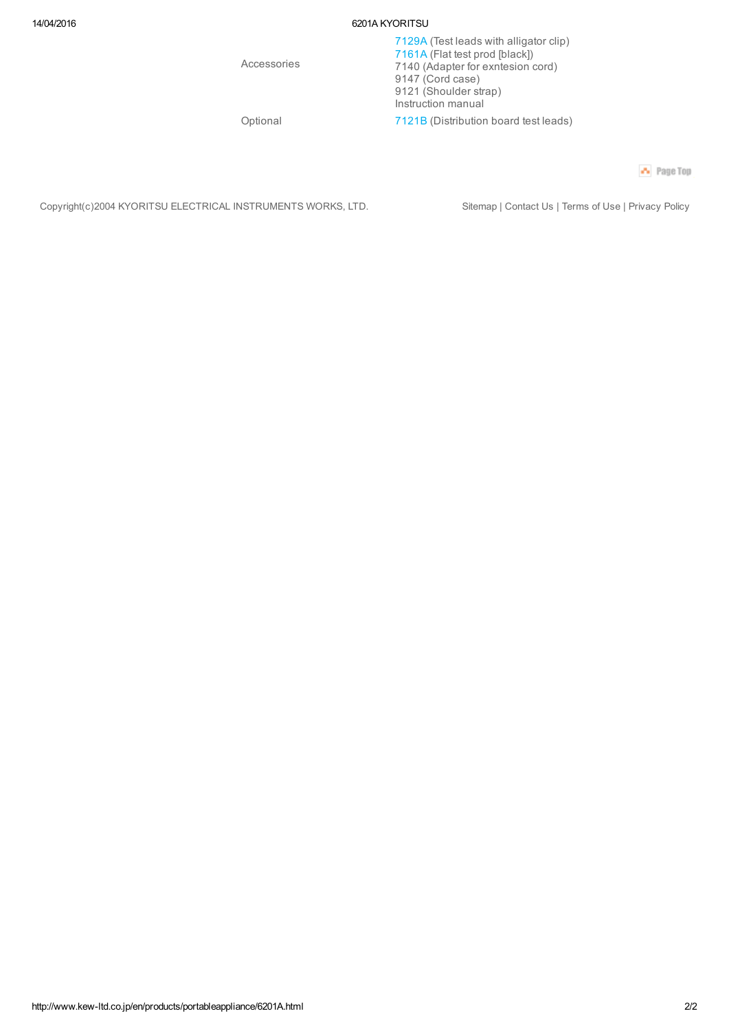| | |
|---|---|
| Accessories | 7129A (Test leads with alligator clip)<br>7161A (Flat test prod [black])<br>7140 (Adapter for exntesion cord)<br>9147 (Cord case)<br>9121 (Shoulder strap)<br>Instruction manual |
| Optional | 7121B (Distribution board test leads) |

Page Top

Copyright(c)2004 KYORITSU ELECTRICAL INSTRUMENTS WORKS, LTD.

Sitemap | Contact Us | Terms of Use | Privacy Policy